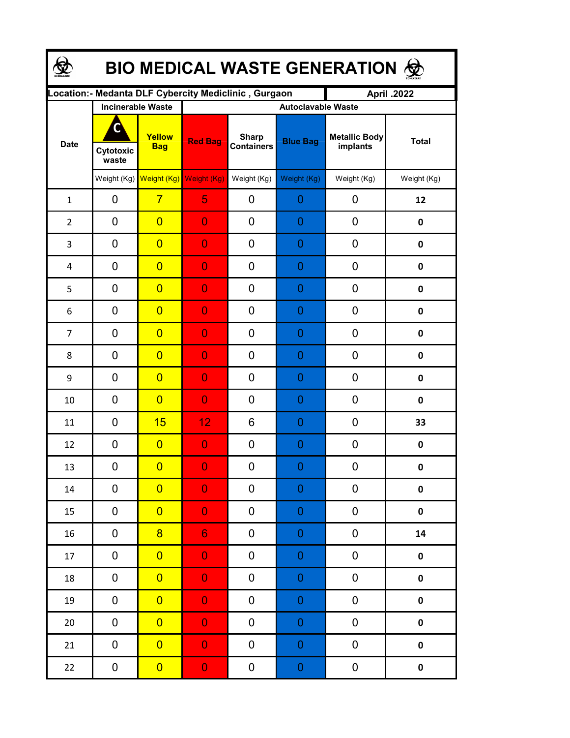# BIO MEDICAL WASTE GENERATION

| Location:- Medanta DLF Cybercity Mediclinic , Gurgaon | | | | | | April .2022 | |
|---|---|---|---|---|---|---|---|
| Date | Incinerable Waste | | Autoclavable Waste | | | | |
| | Cytotoxic waste | Yellow Bag | Red Bag | Sharp Containers | Blue Bag | Metallic Body implants | Total |
| | Weight (Kg) | Weight (Kg) | Weight (Kg) | Weight (Kg) | Weight (Kg) | Weight (Kg) | Weight (Kg) |
| 1 | 0 | 7 | 5 | 0 | 0 | 0 | **12** |
| 2 | 0 | 0 | 0 | 0 | 0 | 0 | **0** |
| 3 | 0 | 0 | 0 | 0 | 0 | 0 | **0** |
| 4 | 0 | 0 | 0 | 0 | 0 | 0 | **0** |
| 5 | 0 | 0 | 0 | 0 | 0 | 0 | **0** |
| 6 | 0 | 0 | 0 | 0 | 0 | 0 | **0** |
| 7 | 0 | 0 | 0 | 0 | 0 | 0 | **0** |
| 8 | 0 | 0 | 0 | 0 | 0 | 0 | **0** |
| 9 | 0 | 0 | 0 | 0 | 0 | 0 | **0** |
| 10 | 0 | 0 | 0 | 0 | 0 | 0 | **0** |
| 11 | 0 | 15 | 12 | 6 | 0 | 0 | **33** |
| 12 | 0 | 0 | 0 | 0 | 0 | 0 | **0** |
| 13 | 0 | 0 | 0 | 0 | 0 | 0 | **0** |
| 14 | 0 | 0 | 0 | 0 | 0 | 0 | **0** |
| 15 | 0 | 0 | 0 | 0 | 0 | 0 | **0** |
| 16 | 0 | 8 | 6 | 0 | 0 | 0 | **14** |
| 17 | 0 | 0 | 0 | 0 | 0 | 0 | **0** |
| 18 | 0 | 0 | 0 | 0 | 0 | 0 | **0** |
| 19 | 0 | 0 | 0 | 0 | 0 | 0 | **0** |
| 20 | 0 | 0 | 0 | 0 | 0 | 0 | **0** |
| 21 | 0 | 0 | 0 | 0 | 0 | 0 | **0** |
| 22 | 0 | 0 | 0 | 0 | 0 | 0 | **0** |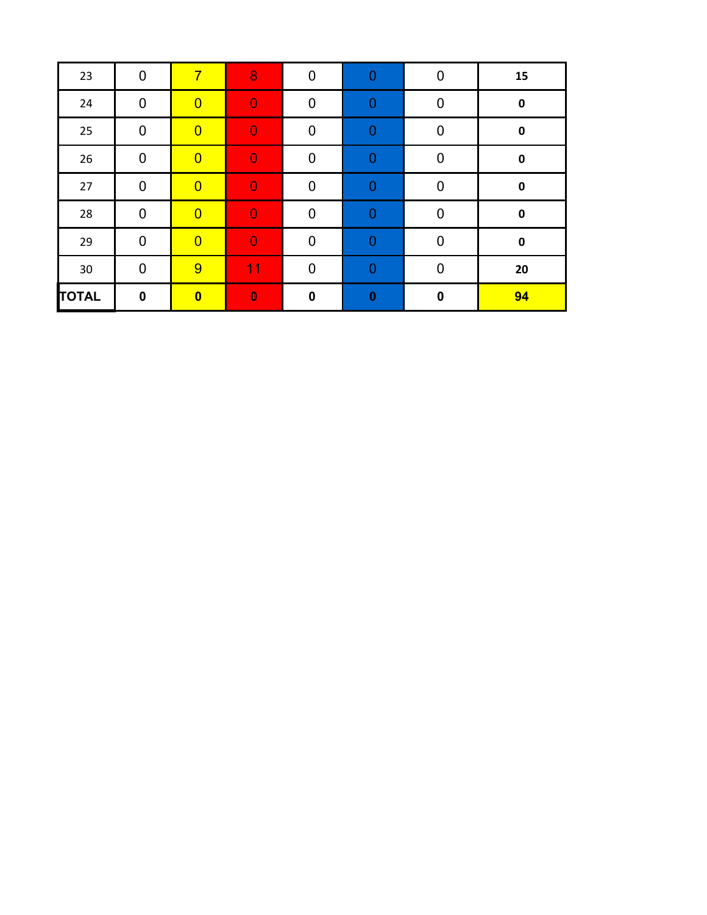| | | | | | | | |
|---|---|---|---|---|---|---|---|
| 23 | 0 | 7 | 8 | 0 | 0 | 0 | **15** |
| 24 | 0 | 0 | 0 | 0 | 0 | 0 | **0** |
| 25 | 0 | 0 | 0 | 0 | 0 | 0 | **0** |
| 26 | 0 | 0 | 0 | 0 | 0 | 0 | **0** |
| 27 | 0 | 0 | 0 | 0 | 0 | 0 | **0** |
| 28 | 0 | 0 | 0 | 0 | 0 | 0 | **0** |
| 29 | 0 | 0 | 0 | 0 | 0 | 0 | **0** |
| 30 | 0 | 9 | 11 | 0 | 0 | 0 | **20** |
| **TOTAL** | **0** | **0** | **0** | **0** | **0** | **0** | **94** |